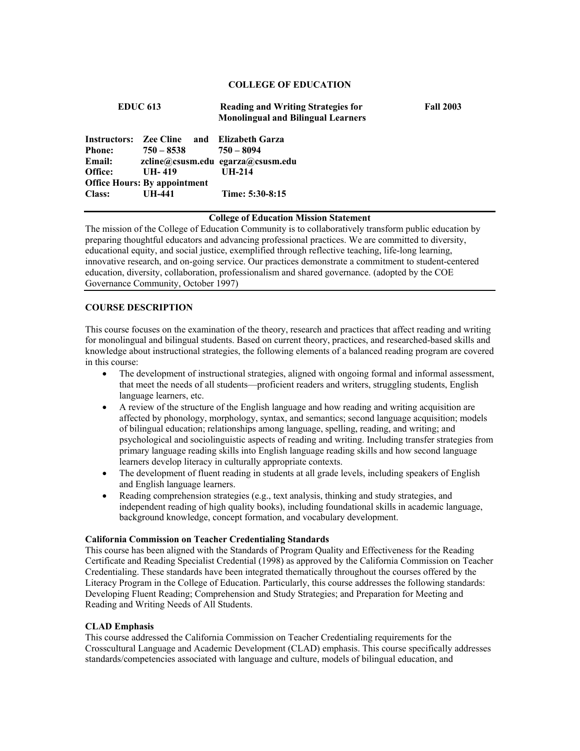# COLLEGE OF EDUCATION

**EDUC 613** | **Reading and Writing Strategies for Monolingual and Bilingual Learners** | **Fall 2003**

| | | |
|---|---|---|
| **Instructors:** | **Zee Cline and** | **Elizabeth Garza** |
| **Phone:** | **750 – 8538** | **750 – 8094** |
| **Email:** | **zcline@csusm.edu** | **egarza@csusm.edu** |
| **Office:** | **UH- 419** | **UH-214** |
| **Office Hours: By appointment** | | |
| **Class:** | **UH-441** | **Time: 5:30-8:15** |

---

**College of Education Mission Statement**

The mission of the College of Education Community is to collaboratively transform public education by preparing thoughtful educators and advancing professional practices. We are committed to diversity, educational equity, and social justice, exemplified through reflective teaching, life-long learning, innovative research, and on-going service. Our practices demonstrate a commitment to student-centered education, diversity, collaboration, professionalism and shared governance. (adopted by the COE Governance Community, October 1997)

---

## COURSE DESCRIPTION

This course focuses on the examination of the theory, research and practices that affect reading and writing for monolingual and bilingual students. Based on current theory, practices, and researched-based skills and knowledge about instructional strategies, the following elements of a balanced reading program are covered in this course:

- The development of instructional strategies, aligned with ongoing formal and informal assessment, that meet the needs of all students—proficient readers and writers, struggling students, English language learners, etc.
- A review of the structure of the English language and how reading and writing acquisition are affected by phonology, morphology, syntax, and semantics; second language acquisition; models of bilingual education; relationships among language, spelling, reading, and writing; and psychological and sociolinguistic aspects of reading and writing. Including transfer strategies from primary language reading skills into English language reading skills and how second language learners develop literacy in culturally appropriate contexts.
- The development of fluent reading in students at all grade levels, including speakers of English and English language learners.
- Reading comprehension strategies (e.g., text analysis, thinking and study strategies, and independent reading of high quality books), including foundational skills in academic language, background knowledge, concept formation, and vocabulary development.

### California Commission on Teacher Credentialing Standards

This course has been aligned with the Standards of Program Quality and Effectiveness for the Reading Certificate and Reading Specialist Credential (1998) as approved by the California Commission on Teacher Credentialing. These standards have been integrated thematically throughout the courses offered by the Literacy Program in the College of Education. Particularly, this course addresses the following standards: Developing Fluent Reading; Comprehension and Study Strategies; and Preparation for Meeting and Reading and Writing Needs of All Students.

### CLAD Emphasis

This course addressed the California Commission on Teacher Credentialing requirements for the Crosscultural Language and Academic Development (CLAD) emphasis. This course specifically addresses standards/competencies associated with language and culture, models of bilingual education, and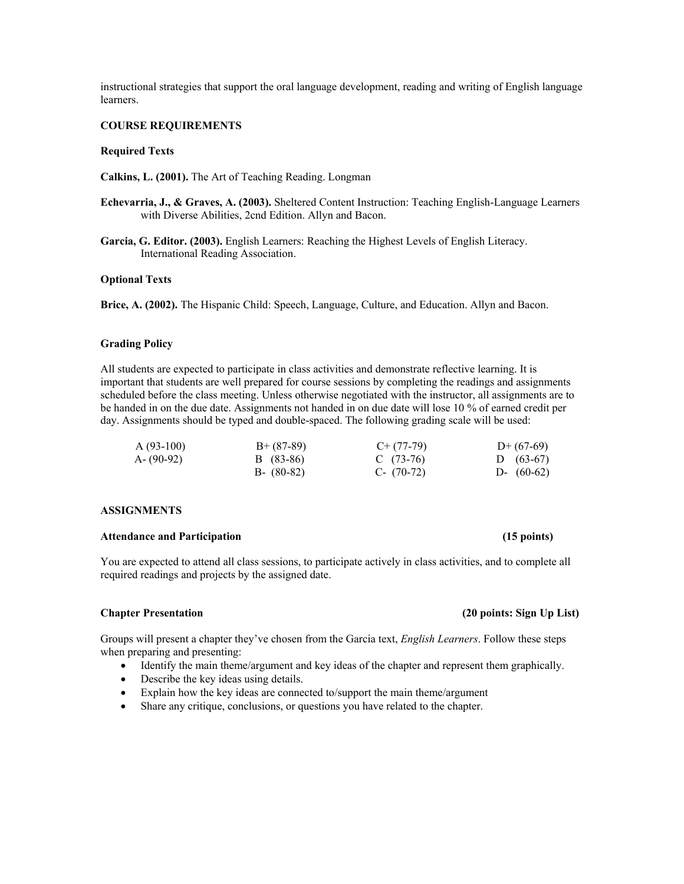instructional strategies that support the oral language development, reading and writing of English language learners.

## COURSE REQUIREMENTS

### Required Texts

**Calkins, L. (2001).** The Art of Teaching Reading. Longman

**Echevarria, J., & Graves, A. (2003).** Sheltered Content Instruction: Teaching English-Language Learners with Diverse Abilities, 2cnd Edition. Allyn and Bacon.

**Garcia, G. Editor. (2003).** English Learners: Reaching the Highest Levels of English Literacy. International Reading Association.

### Optional Texts

**Brice, A. (2002).** The Hispanic Child: Speech, Language, Culture, and Education. Allyn and Bacon.

### Grading Policy

All students are expected to participate in class activities and demonstrate reflective learning. It is important that students are well prepared for course sessions by completing the readings and assignments scheduled before the class meeting. Unless otherwise negotiated with the instructor, all assignments are to be handed in on the due date. Assignments not handed in on due date will lose 10 % of earned credit per day. Assignments should be typed and double-spaced. The following grading scale will be used:

| | | | |
|---|---|---|---|
| A (93-100) | B+ (87-89) | C+ (77-79) | D+ (67-69) |
| A- (90-92) | B (83-86) | C (73-76) | D (63-67) |
| | B- (80-82) | C- (70-72) | D- (60-62) |

## ASSIGNMENTS

### Attendance and Participation (15 points)

You are expected to attend all class sessions, to participate actively in class activities, and to complete all required readings and projects by the assigned date.

### Chapter Presentation (20 points: Sign Up List)

Groups will present a chapter they've chosen from the Garcia text, *English Learners*. Follow these steps when preparing and presenting:

- Identify the main theme/argument and key ideas of the chapter and represent them graphically.
- Describe the key ideas using details.
- Explain how the key ideas are connected to/support the main theme/argument
- Share any critique, conclusions, or questions you have related to the chapter.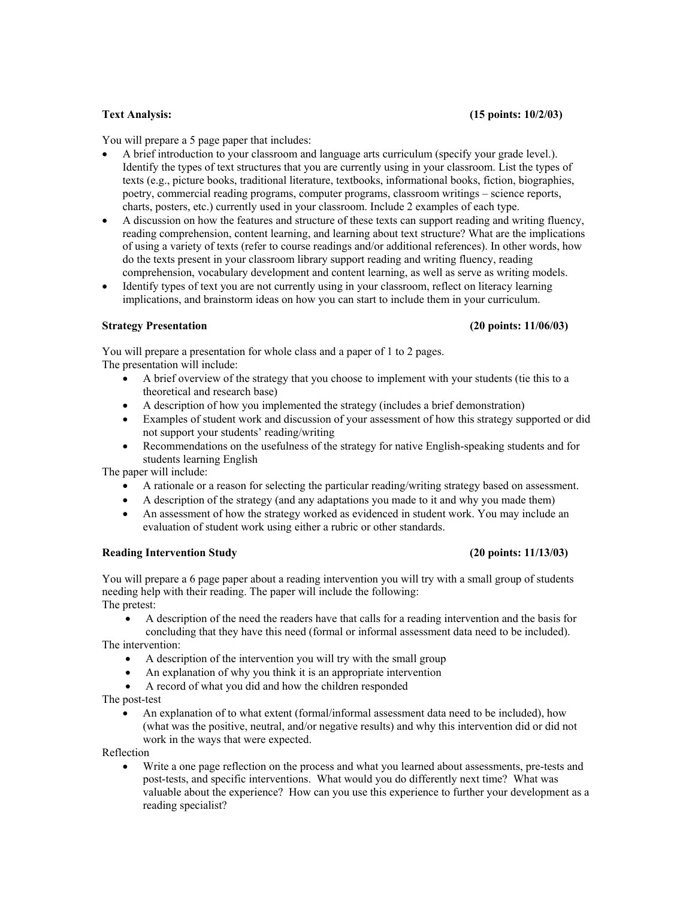**Text Analysis: (15 points: 10/2/03)**

You will prepare a 5 page paper that includes:

- A brief introduction to your classroom and language arts curriculum (specify your grade level.). Identify the types of text structures that you are currently using in your classroom. List the types of texts (e.g., picture books, traditional literature, textbooks, informational books, fiction, biographies, poetry, commercial reading programs, computer programs, classroom writings – science reports, charts, posters, etc.) currently used in your classroom. Include 2 examples of each type.
- A discussion on how the features and structure of these texts can support reading and writing fluency, reading comprehension, content learning, and learning about text structure? What are the implications of using a variety of texts (refer to course readings and/or additional references). In other words, how do the texts present in your classroom library support reading and writing fluency, reading comprehension, vocabulary development and content learning, as well as serve as writing models.
- Identify types of text you are not currently using in your classroom, reflect on literacy learning implications, and brainstorm ideas on how you can start to include them in your curriculum.

**Strategy Presentation (20 points: 11/06/03)**

You will prepare a presentation for whole class and a paper of 1 to 2 pages.

The presentation will include:

- A brief overview of the strategy that you choose to implement with your students (tie this to a theoretical and research base)
- A description of how you implemented the strategy (includes a brief demonstration)
- Examples of student work and discussion of your assessment of how this strategy supported or did not support your students' reading/writing
- Recommendations on the usefulness of the strategy for native English-speaking students and for students learning English

The paper will include:

- A rationale or a reason for selecting the particular reading/writing strategy based on assessment.
- A description of the strategy (and any adaptations you made to it and why you made them)
- An assessment of how the strategy worked as evidenced in student work. You may include an evaluation of student work using either a rubric or other standards.

**Reading Intervention Study (20 points: 11/13/03)**

You will prepare a 6 page paper about a reading intervention you will try with a small group of students needing help with their reading. The paper will include the following:

The pretest:

- A description of the need the readers have that calls for a reading intervention and the basis for concluding that they have this need (formal or informal assessment data need to be included).

The intervention:

- A description of the intervention you will try with the small group
- An explanation of why you think it is an appropriate intervention
- A record of what you did and how the children responded

The post-test

- An explanation of to what extent (formal/informal assessment data need to be included), how (what was the positive, neutral, and/or negative results) and why this intervention did or did not work in the ways that were expected.

Reflection

- Write a one page reflection on the process and what you learned about assessments, pre-tests and post-tests, and specific interventions. What would you do differently next time? What was valuable about the experience? How can you use this experience to further your development as a reading specialist?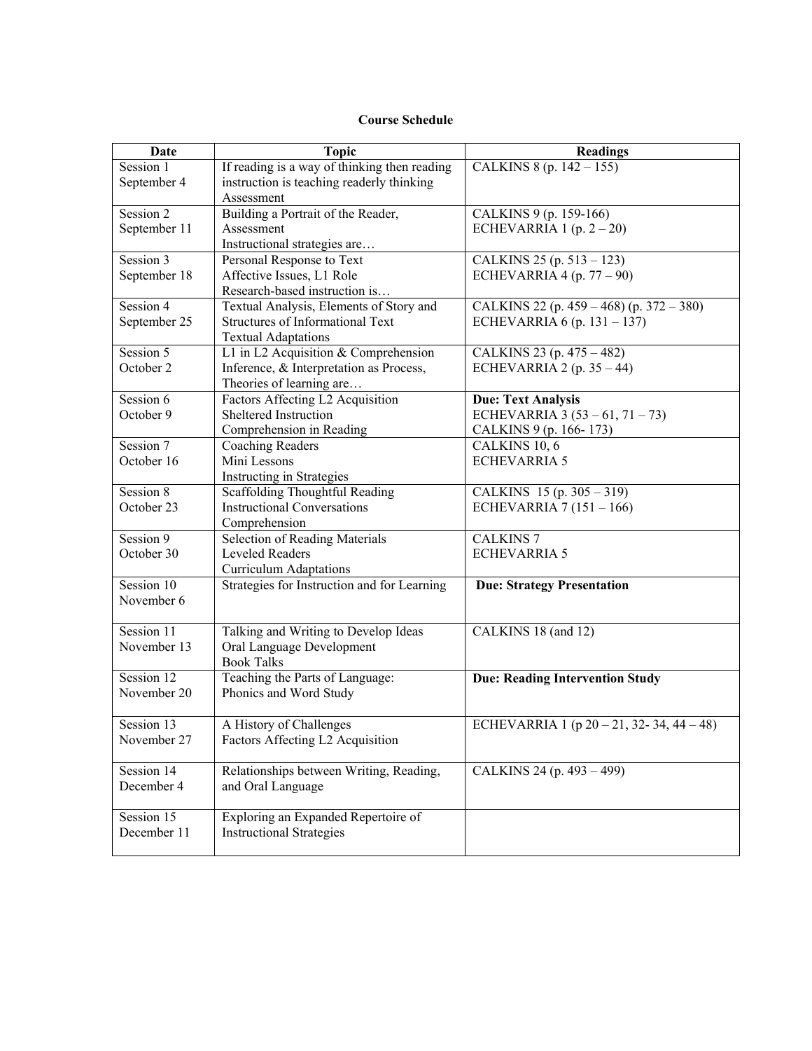**Course Schedule**

| Date | Topic | Readings |
|---|---|---|
| Session 1<br>September 4 | If reading is a way of thinking then reading instruction is teaching readerly thinking<br>Assessment | CALKINS 8 (p. 142 – 155) |
| Session 2<br>September 11 | Building a Portrait of the Reader,<br>Assessment<br>Instructional strategies are… | CALKINS 9 (p. 159-166)<br>ECHEVARRIA 1 (p. 2 – 20) |
| Session 3<br>September 18 | Personal Response to Text<br>Affective Issues, L1 Role<br>Research-based instruction is… | CALKINS 25 (p. 513 – 123)<br>ECHEVARRIA 4 (p. 77 – 90) |
| Session 4<br>September 25 | Textual Analysis, Elements of Story and Structures of Informational Text<br>Textual Adaptations | CALKINS 22 (p. 459 – 468) (p. 372 – 380)<br>ECHEVARRIA 6 (p. 131 – 137) |
| Session 5<br>October 2 | L1 in L2 Acquisition & Comprehension<br>Inference, & Interpretation as Process,<br>Theories of learning are… | CALKINS 23 (p. 475 – 482)<br>ECHEVARRIA 2 (p. 35 – 44) |
| Session 6<br>October 9 | Factors Affecting L2 Acquisition<br>Sheltered Instruction<br>Comprehension in Reading | **Due: Text Analysis**<br>ECHEVARRIA 3 (53 – 61, 71 – 73)<br>CALKINS 9 (p. 166- 173) |
| Session 7<br>October 16 | Coaching Readers<br>Mini Lessons<br>Instructing in Strategies | CALKINS 10, 6<br>ECHEVARRIA 5 |
| Session 8<br>October 23 | Scaffolding Thoughtful Reading<br>Instructional Conversations<br>Comprehension | CALKINS 15 (p. 305 – 319)<br>ECHEVARRIA 7 (151 – 166) |
| Session 9<br>October 30 | Selection of Reading Materials<br>Leveled Readers<br>Curriculum Adaptations | CALKINS 7<br>ECHEVARRIA 5 |
| Session 10<br>November 6 | Strategies for Instruction and for Learning | **Due: Strategy Presentation** |
| Session 11<br>November 13 | Talking and Writing to Develop Ideas<br>Oral Language Development<br>Book Talks | CALKINS 18 (and 12) |
| Session 12<br>November 20 | Teaching the Parts of Language:<br>Phonics and Word Study | **Due: Reading Intervention Study** |
| Session 13<br>November 27 | A History of Challenges<br>Factors Affecting L2 Acquisition | ECHEVARRIA 1 (p 20 – 21, 32- 34, 44 – 48) |
| Session 14<br>December 4 | Relationships between Writing, Reading, and Oral Language | CALKINS 24 (p. 493 – 499) |
| Session 15<br>December 11 | Exploring an Expanded Repertoire of Instructional Strategies | |